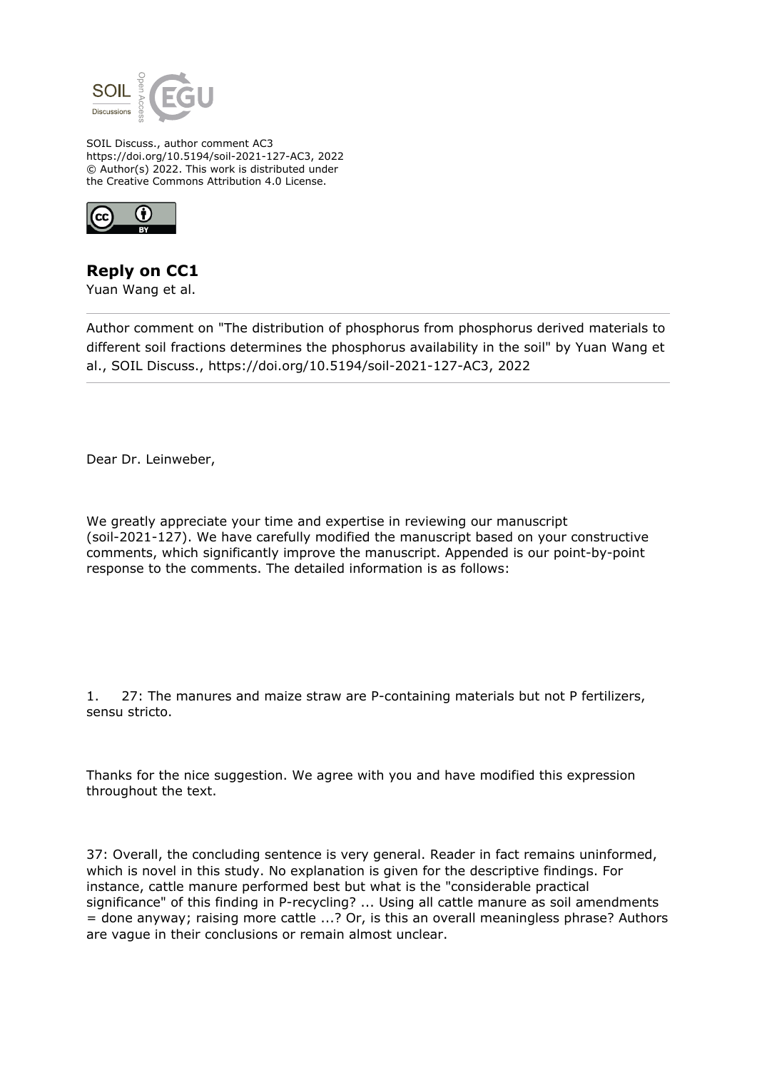SOIL Discuss., author comment AC3
https://doi.org/10.5194/soil-2021-127-AC3, 2022
© Author(s) 2022. This work is distributed under
the Creative Commons Attribution 4.0 License.

## Reply on CC1

Yuan Wang et al.

---

Author comment on "The distribution of phosphorus from phosphorus derived materials to different soil fractions determines the phosphorus availability in the soil" by Yuan Wang et al., SOIL Discuss., https://doi.org/10.5194/soil-2021-127-AC3, 2022

---

Dear Dr. Leinweber,

We greatly appreciate your time and expertise in reviewing our manuscript (soil-2021-127). We have carefully modified the manuscript based on your constructive comments, which significantly improve the manuscript. Appended is our point-by-point response to the comments. The detailed information is as follows:

1. 27: The manures and maize straw are P-containing materials but not P fertilizers, sensu stricto.

Thanks for the nice suggestion. We agree with you and have modified this expression throughout the text.

37: Overall, the concluding sentence is very general. Reader in fact remains uninformed, which is novel in this study. No explanation is given for the descriptive findings. For instance, cattle manure performed best but what is the "considerable practical significance" of this finding in P-recycling? ... Using all cattle manure as soil amendments = done anyway; raising more cattle ...? Or, is this an overall meaningless phrase? Authors are vague in their conclusions or remain almost unclear.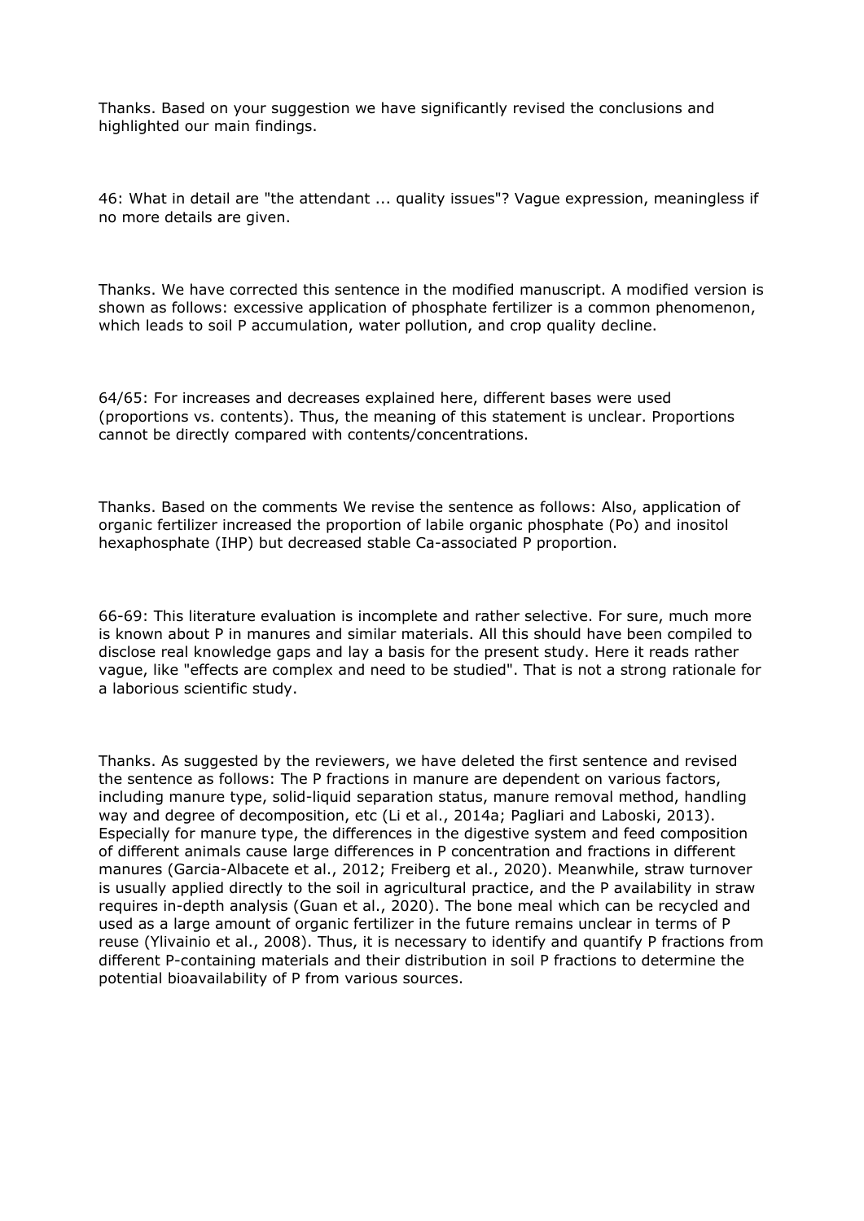Thanks. Based on your suggestion we have significantly revised the conclusions and highlighted our main findings.

46: What in detail are "the attendant ... quality issues"? Vague expression, meaningless if no more details are given.

Thanks. We have corrected this sentence in the modified manuscript. A modified version is shown as follows: excessive application of phosphate fertilizer is a common phenomenon, which leads to soil P accumulation, water pollution, and crop quality decline.

64/65: For increases and decreases explained here, different bases were used (proportions vs. contents). Thus, the meaning of this statement is unclear. Proportions cannot be directly compared with contents/concentrations.

Thanks. Based on the comments We revise the sentence as follows: Also, application of organic fertilizer increased the proportion of labile organic phosphate (Po) and inositol hexaphosphate (IHP) but decreased stable Ca-associated P proportion.

66-69: This literature evaluation is incomplete and rather selective. For sure, much more is known about P in manures and similar materials. All this should have been compiled to disclose real knowledge gaps and lay a basis for the present study. Here it reads rather vague, like "effects are complex and need to be studied". That is not a strong rationale for a laborious scientific study.

Thanks. As suggested by the reviewers, we have deleted the first sentence and revised the sentence as follows: The P fractions in manure are dependent on various factors, including manure type, solid-liquid separation status, manure removal method, handling way and degree of decomposition, etc (Li et al., 2014a; Pagliari and Laboski, 2013). Especially for manure type, the differences in the digestive system and feed composition of different animals cause large differences in P concentration and fractions in different manures (Garcia-Albacete et al., 2012; Freiberg et al., 2020). Meanwhile, straw turnover is usually applied directly to the soil in agricultural practice, and the P availability in straw requires in-depth analysis (Guan et al., 2020). The bone meal which can be recycled and used as a large amount of organic fertilizer in the future remains unclear in terms of P reuse (Ylivainio et al., 2008). Thus, it is necessary to identify and quantify P fractions from different P-containing materials and their distribution in soil P fractions to determine the potential bioavailability of P from various sources.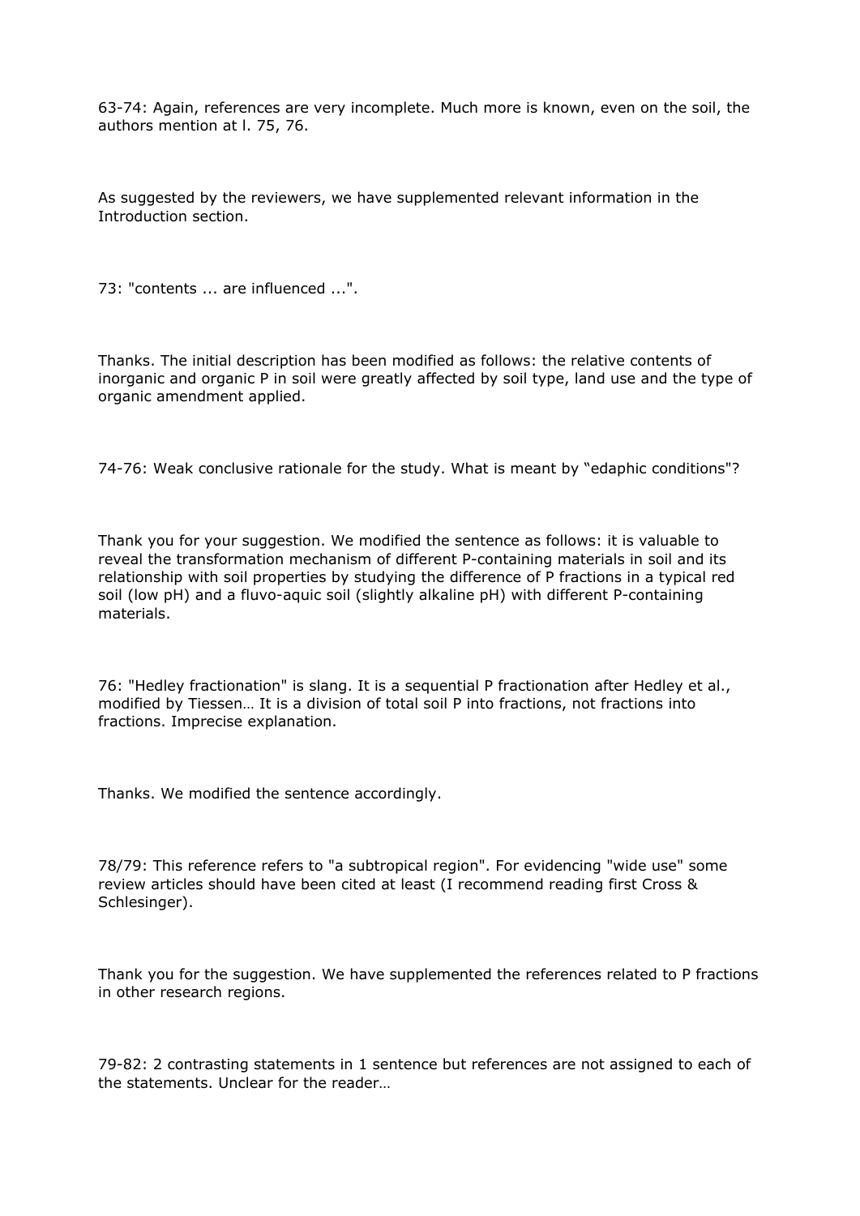63-74: Again, references are very incomplete. Much more is known, even on the soil, the authors mention at l. 75, 76.

As suggested by the reviewers, we have supplemented relevant information in the Introduction section.

73: "contents ... are influenced ...".

Thanks. The initial description has been modified as follows: the relative contents of inorganic and organic P in soil were greatly affected by soil type, land use and the type of organic amendment applied.

74-76: Weak conclusive rationale for the study. What is meant by "edaphic conditions"?

Thank you for your suggestion. We modified the sentence as follows: it is valuable to reveal the transformation mechanism of different P-containing materials in soil and its relationship with soil properties by studying the difference of P fractions in a typical red soil (low pH) and a fluvo-aquic soil (slightly alkaline pH) with different P-containing materials.

76: "Hedley fractionation" is slang. It is a sequential P fractionation after Hedley et al., modified by Tiessen… It is a division of total soil P into fractions, not fractions into fractions. Imprecise explanation.

Thanks. We modified the sentence accordingly.

78/79: This reference refers to "a subtropical region". For evidencing "wide use" some review articles should have been cited at least (I recommend reading first Cross & Schlesinger).

Thank you for the suggestion. We have supplemented the references related to P fractions in other research regions.

79-82: 2 contrasting statements in 1 sentence but references are not assigned to each of the statements. Unclear for the reader…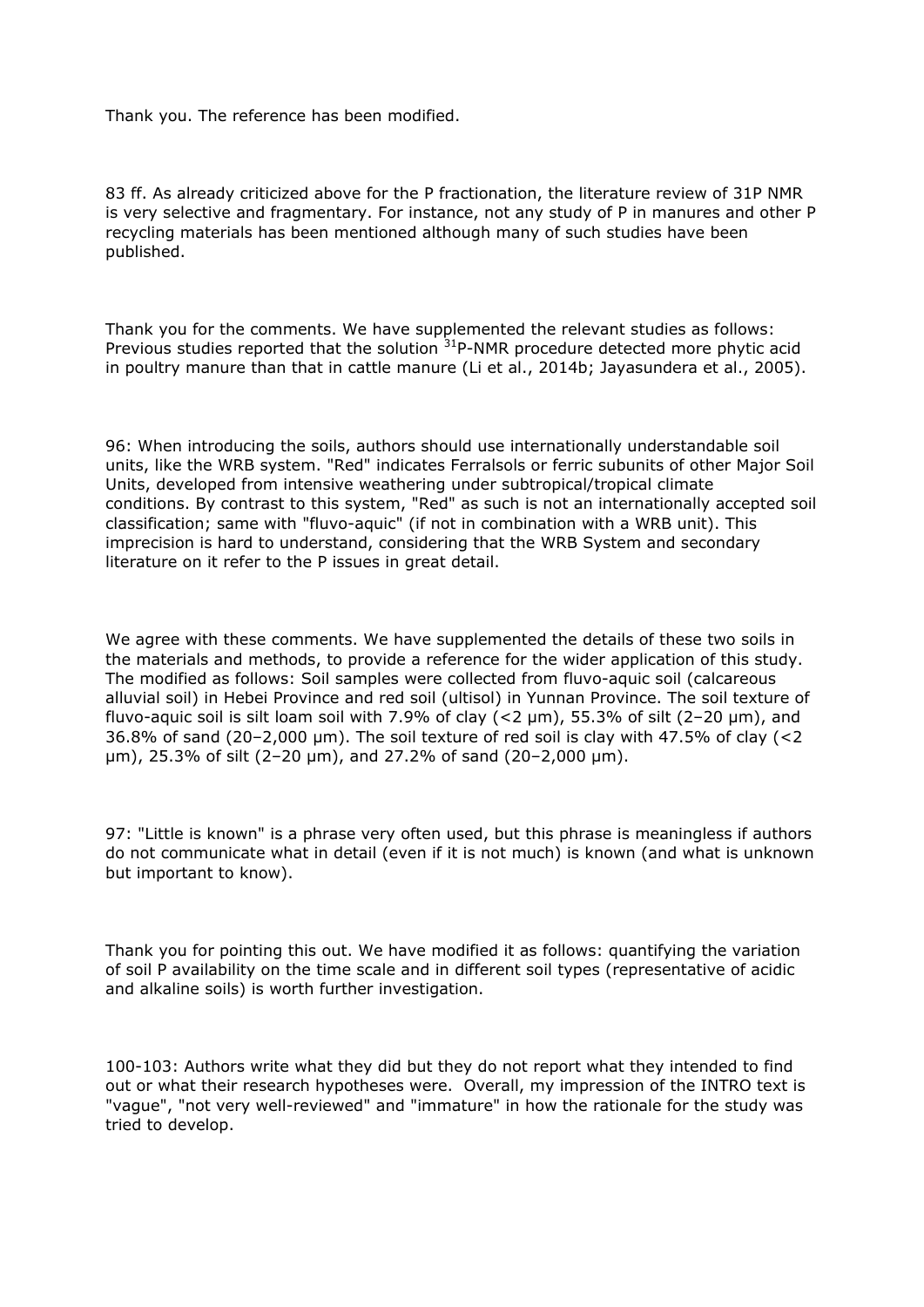Thank you. The reference has been modified.

83 ff. As already criticized above for the P fractionation, the literature review of 31P NMR is very selective and fragmentary. For instance, not any study of P in manures and other P recycling materials has been mentioned although many of such studies have been published.

Thank you for the comments. We have supplemented the relevant studies as follows: Previous studies reported that the solution $^{31}$P-NMR procedure detected more phytic acid in poultry manure than that in cattle manure (Li et al., 2014b; Jayasundera et al., 2005).

96: When introducing the soils, authors should use internationally understandable soil units, like the WRB system. "Red" indicates Ferralsols or ferric subunits of other Major Soil Units, developed from intensive weathering under subtropical/tropical climate conditions. By contrast to this system, "Red" as such is not an internationally accepted soil classification; same with "fluvo-aquic" (if not in combination with a WRB unit). This imprecision is hard to understand, considering that the WRB System and secondary literature on it refer to the P issues in great detail.

We agree with these comments. We have supplemented the details of these two soils in the materials and methods, to provide a reference for the wider application of this study. The modified as follows: Soil samples were collected from fluvo-aquic soil (calcareous alluvial soil) in Hebei Province and red soil (ultisol) in Yunnan Province. The soil texture of fluvo-aquic soil is silt loam soil with 7.9% of clay (<2 μm), 55.3% of silt (2–20 μm), and 36.8% of sand (20–2,000 μm). The soil texture of red soil is clay with 47.5% of clay (<2 μm), 25.3% of silt (2–20 μm), and 27.2% of sand (20–2,000 μm).

97: "Little is known" is a phrase very often used, but this phrase is meaningless if authors do not communicate what in detail (even if it is not much) is known (and what is unknown but important to know).

Thank you for pointing this out. We have modified it as follows: quantifying the variation of soil P availability on the time scale and in different soil types (representative of acidic and alkaline soils) is worth further investigation.

100-103: Authors write what they did but they do not report what they intended to find out or what their research hypotheses were. Overall, my impression of the INTRO text is "vague", "not very well-reviewed" and "immature" in how the rationale for the study was tried to develop.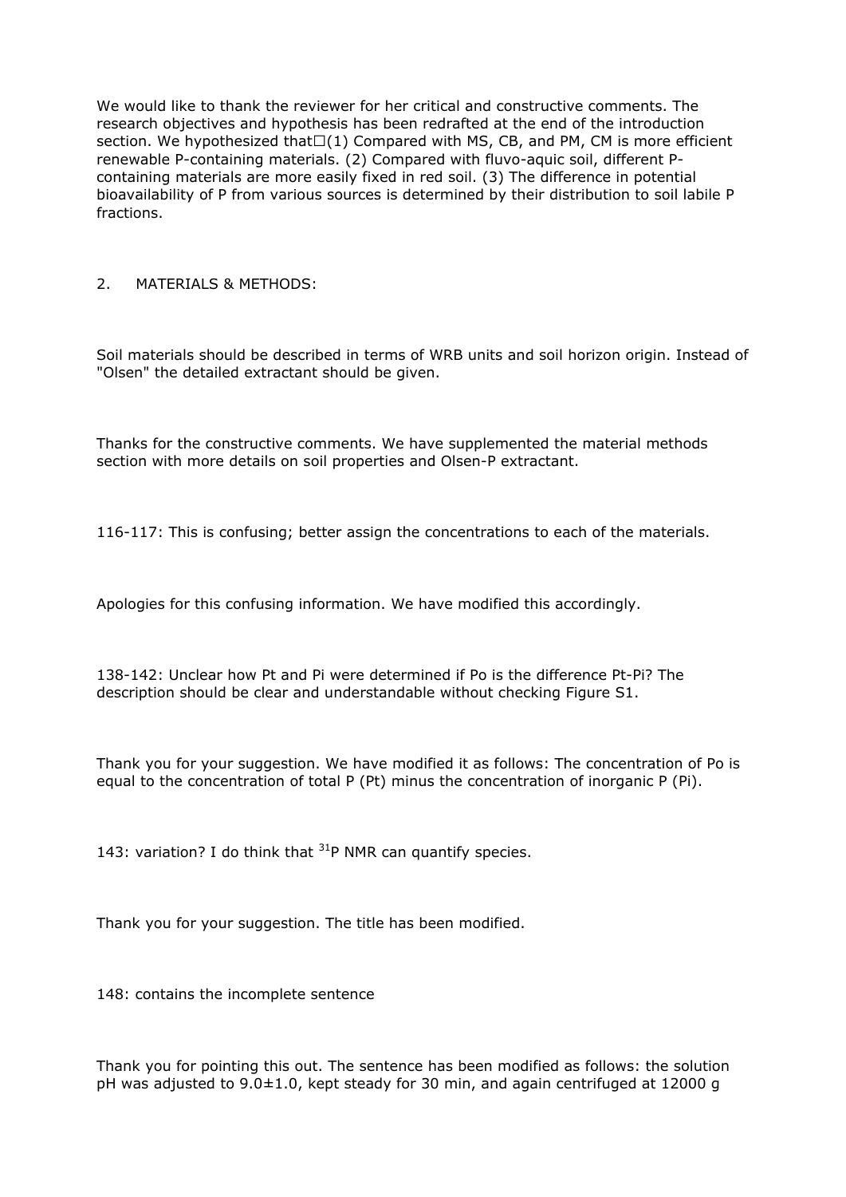We would like to thank the reviewer for her critical and constructive comments. The research objectives and hypothesis has been redrafted at the end of the introduction section. We hypothesized that□(1) Compared with MS, CB, and PM, CM is more efficient renewable P-containing materials. (2) Compared with fluvo-aquic soil, different P-containing materials are more easily fixed in red soil. (3) The difference in potential bioavailability of P from various sources is determined by their distribution to soil labile P fractions.

## 2. MATERIALS & METHODS:

Soil materials should be described in terms of WRB units and soil horizon origin. Instead of "Olsen" the detailed extractant should be given.

Thanks for the constructive comments. We have supplemented the material methods section with more details on soil properties and Olsen-P extractant.

116-117: This is confusing; better assign the concentrations to each of the materials.

Apologies for this confusing information. We have modified this accordingly.

138-142: Unclear how Pt and Pi were determined if Po is the difference Pt-Pi? The description should be clear and understandable without checking Figure S1.

Thank you for your suggestion. We have modified it as follows: The concentration of Po is equal to the concentration of total P (Pt) minus the concentration of inorganic P (Pi).

143: variation? I do think that $^{31}$P NMR can quantify species.

Thank you for your suggestion. The title has been modified.

148: contains the incomplete sentence

Thank you for pointing this out. The sentence has been modified as follows: the solution pH was adjusted to 9.0±1.0, kept steady for 30 min, and again centrifuged at 12000 g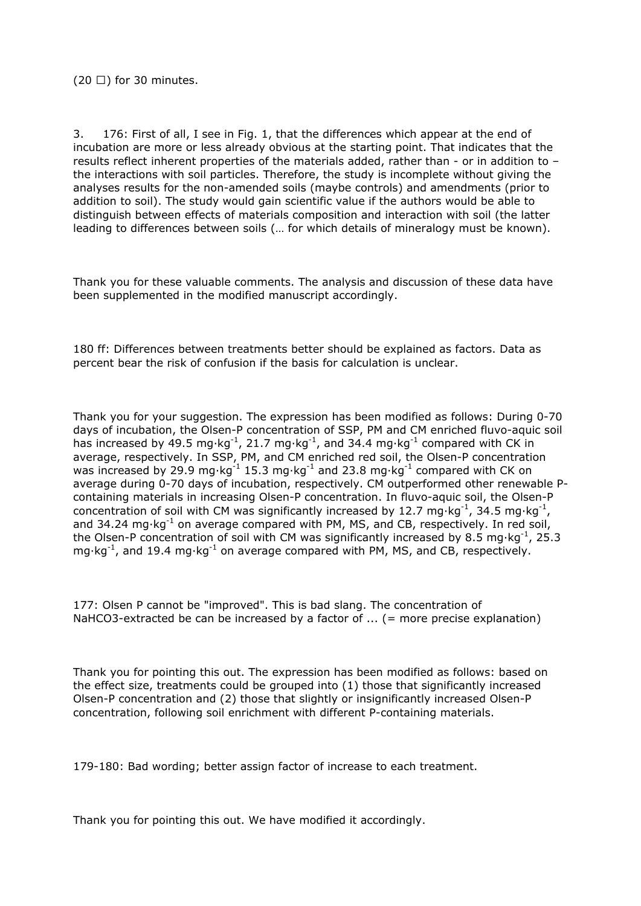(20 □) for 30 minutes.

3. 176: First of all, I see in Fig. 1, that the differences which appear at the end of incubation are more or less already obvious at the starting point. That indicates that the results reflect inherent properties of the materials added, rather than - or in addition to – the interactions with soil particles. Therefore, the study is incomplete without giving the analyses results for the non-amended soils (maybe controls) and amendments (prior to addition to soil). The study would gain scientific value if the authors would be able to distinguish between effects of materials composition and interaction with soil (the latter leading to differences between soils (… for which details of mineralogy must be known).

Thank you for these valuable comments. The analysis and discussion of these data have been supplemented in the modified manuscript accordingly.

180 ff: Differences between treatments better should be explained as factors. Data as percent bear the risk of confusion if the basis for calculation is unclear.

Thank you for your suggestion. The expression has been modified as follows: During 0-70 days of incubation, the Olsen-P concentration of SSP, PM and CM enriched fluvo-aquic soil has increased by 49.5 $mg \cdot kg^{-1}$, 21.7 $mg \cdot kg^{-1}$, and 34.4 $mg \cdot kg^{-1}$ compared with CK in average, respectively. In SSP, PM, and CM enriched red soil, the Olsen-P concentration was increased by 29.9 $mg \cdot kg^{-1}$ 15.3 $mg \cdot kg^{-1}$ and 23.8 $mg \cdot kg^{-1}$ compared with CK on average during 0-70 days of incubation, respectively. CM outperformed other renewable P-containing materials in increasing Olsen-P concentration. In fluvo-aquic soil, the Olsen-P concentration of soil with CM was significantly increased by 12.7 $mg \cdot kg^{-1}$, 34.5 $mg \cdot kg^{-1}$, and 34.24 $mg \cdot kg^{-1}$ on average compared with PM, MS, and CB, respectively. In red soil, the Olsen-P concentration of soil with CM was significantly increased by 8.5 $mg \cdot kg^{-1}$, 25.3 $mg \cdot kg^{-1}$, and 19.4 $mg \cdot kg^{-1}$ on average compared with PM, MS, and CB, respectively.

177: Olsen P cannot be "improved". This is bad slang. The concentration of $NaHCO_3$-extracted be can be increased by a factor of ... (= more precise explanation)

Thank you for pointing this out. The expression has been modified as follows: based on the effect size, treatments could be grouped into (1) those that significantly increased Olsen-P concentration and (2) those that slightly or insignificantly increased Olsen-P concentration, following soil enrichment with different P-containing materials.

179-180: Bad wording; better assign factor of increase to each treatment.

Thank you for pointing this out. We have modified it accordingly.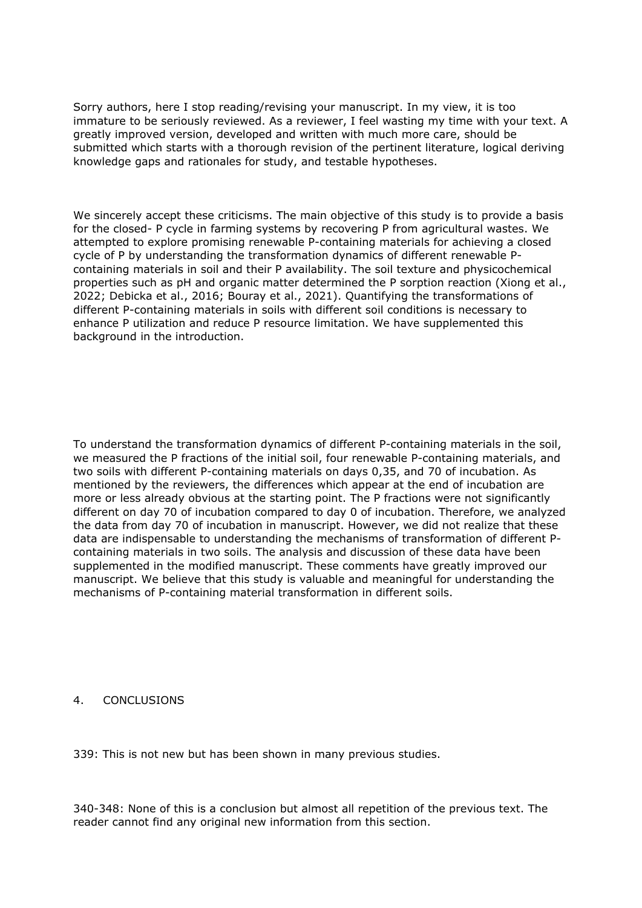Sorry authors, here I stop reading/revising your manuscript. In my view, it is too immature to be seriously reviewed. As a reviewer, I feel wasting my time with your text. A greatly improved version, developed and written with much more care, should be submitted which starts with a thorough revision of the pertinent literature, logical deriving knowledge gaps and rationales for study, and testable hypotheses.

We sincerely accept these criticisms. The main objective of this study is to provide a basis for the closed- P cycle in farming systems by recovering P from agricultural wastes. We attempted to explore promising renewable P-containing materials for achieving a closed cycle of P by understanding the transformation dynamics of different renewable P-containing materials in soil and their P availability. The soil texture and physicochemical properties such as pH and organic matter determined the P sorption reaction (Xiong et al., 2022; Debicka et al., 2016; Bouray et al., 2021). Quantifying the transformations of different P-containing materials in soils with different soil conditions is necessary to enhance P utilization and reduce P resource limitation. We have supplemented this background in the introduction.

To understand the transformation dynamics of different P-containing materials in the soil, we measured the P fractions of the initial soil, four renewable P-containing materials, and two soils with different P-containing materials on days 0,35, and 70 of incubation. As mentioned by the reviewers, the differences which appear at the end of incubation are more or less already obvious at the starting point. The P fractions were not significantly different on day 70 of incubation compared to day 0 of incubation. Therefore, we analyzed the data from day 70 of incubation in manuscript. However, we did not realize that these data are indispensable to understanding the mechanisms of transformation of different P-containing materials in two soils. The analysis and discussion of these data have been supplemented in the modified manuscript. These comments have greatly improved our manuscript. We believe that this study is valuable and meaningful for understanding the mechanisms of P-containing material transformation in different soils.

## 4. CONCLUSIONS

339: This is not new but has been shown in many previous studies.

340-348: None of this is a conclusion but almost all repetition of the previous text. The reader cannot find any original new information from this section.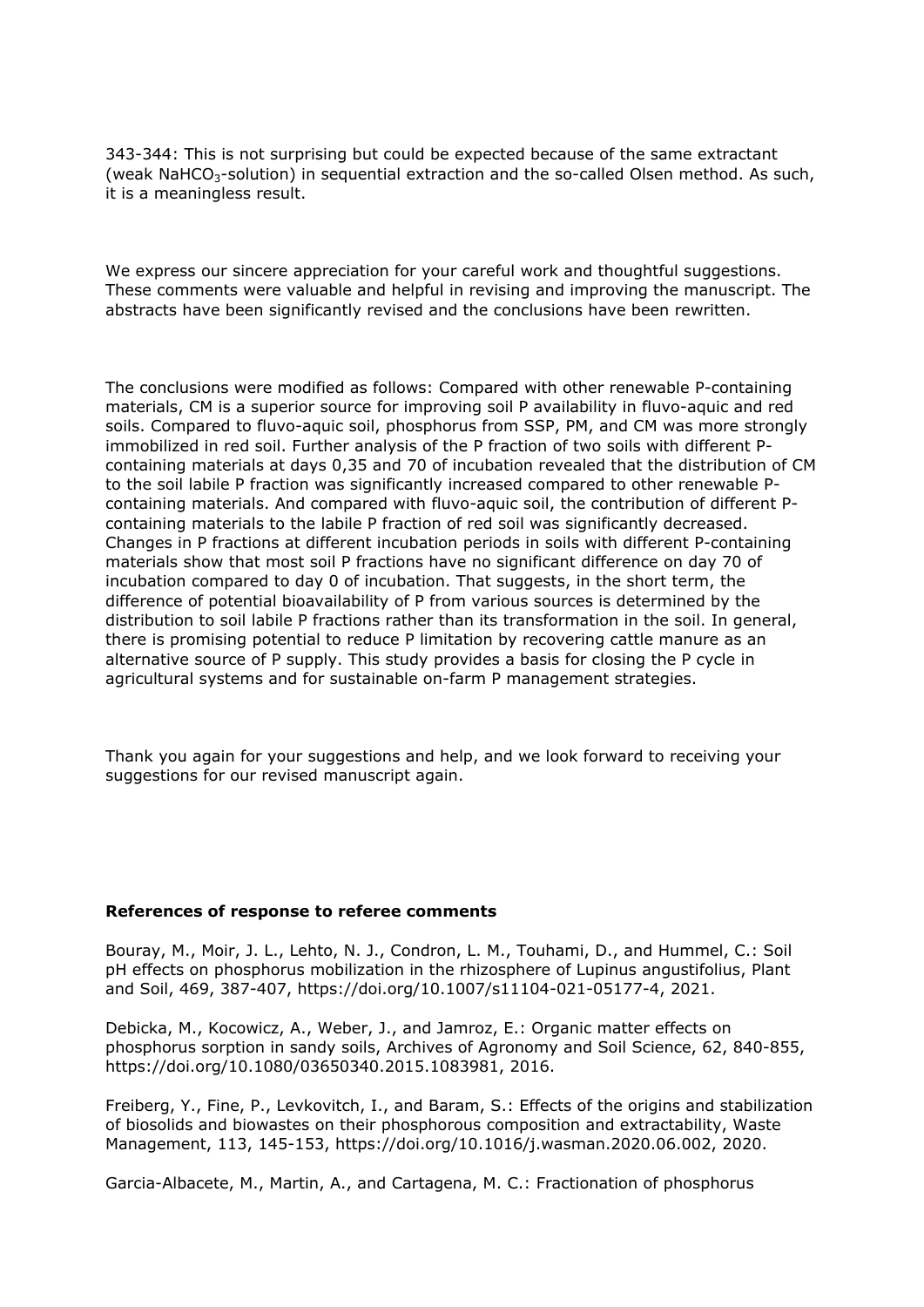343-344: This is not surprising but could be expected because of the same extractant (weak $NaHCO_3$-solution) in sequential extraction and the so-called Olsen method. As such, it is a meaningless result.

We express our sincere appreciation for your careful work and thoughtful suggestions. These comments were valuable and helpful in revising and improving the manuscript. The abstracts have been significantly revised and the conclusions have been rewritten.

The conclusions were modified as follows: Compared with other renewable P-containing materials, CM is a superior source for improving soil P availability in fluvo-aquic and red soils. Compared to fluvo-aquic soil, phosphorus from SSP, PM, and CM was more strongly immobilized in red soil. Further analysis of the P fraction of two soils with different P-containing materials at days 0,35 and 70 of incubation revealed that the distribution of CM to the soil labile P fraction was significantly increased compared to other renewable P-containing materials. And compared with fluvo-aquic soil, the contribution of different P-containing materials to the labile P fraction of red soil was significantly decreased. Changes in P fractions at different incubation periods in soils with different P-containing materials show that most soil P fractions have no significant difference on day 70 of incubation compared to day 0 of incubation. That suggests, in the short term, the difference of potential bioavailability of P from various sources is determined by the distribution to soil labile P fractions rather than its transformation in the soil. In general, there is promising potential to reduce P limitation by recovering cattle manure as an alternative source of P supply. This study provides a basis for closing the P cycle in agricultural systems and for sustainable on-farm P management strategies.

Thank you again for your suggestions and help, and we look forward to receiving your suggestions for our revised manuscript again.

**References of response to referee comments**

Bouray, M., Moir, J. L., Lehto, N. J., Condron, L. M., Touhami, D., and Hummel, C.: Soil pH effects on phosphorus mobilization in the rhizosphere of Lupinus angustifolius, Plant and Soil, 469, 387-407, https://doi.org/10.1007/s11104-021-05177-4, 2021.

Debicka, M., Kocowicz, A., Weber, J., and Jamroz, E.: Organic matter effects on phosphorus sorption in sandy soils, Archives of Agronomy and Soil Science, 62, 840-855, https://doi.org/10.1080/03650340.2015.1083981, 2016.

Freiberg, Y., Fine, P., Levkovitch, I., and Baram, S.: Effects of the origins and stabilization of biosolids and biowastes on their phosphorous composition and extractability, Waste Management, 113, 145-153, https://doi.org/10.1016/j.wasman.2020.06.002, 2020.

Garcia-Albacete, M., Martin, A., and Cartagena, M. C.: Fractionation of phosphorus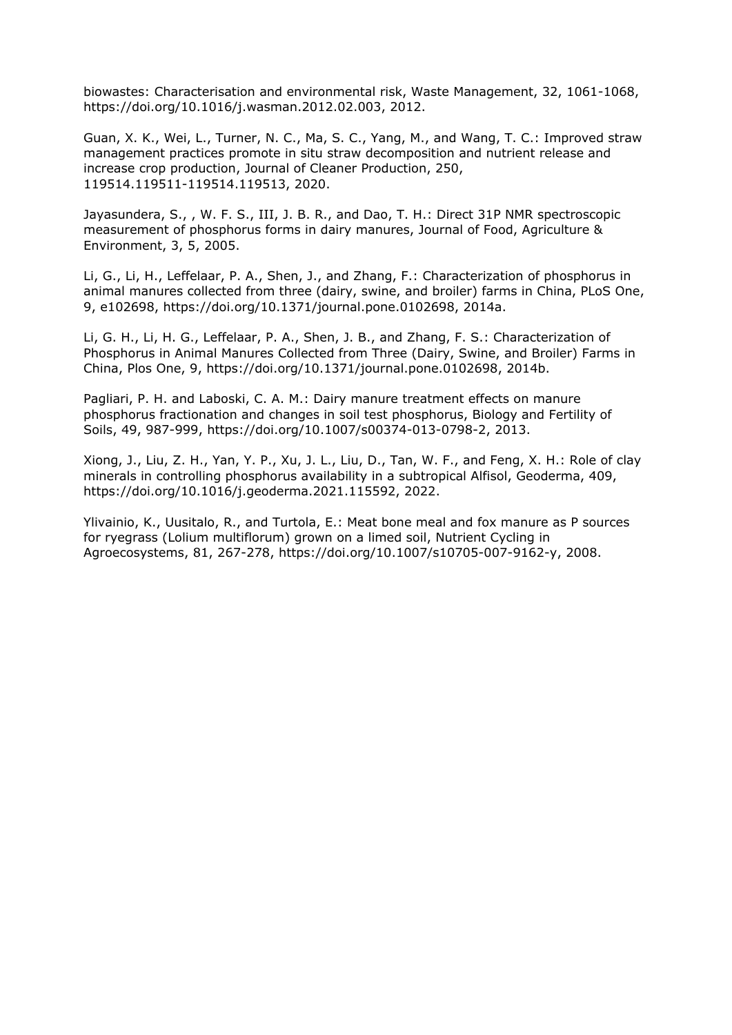biowastes: Characterisation and environmental risk, Waste Management, 32, 1061-1068, https://doi.org/10.1016/j.wasman.2012.02.003, 2012.

Guan, X. K., Wei, L., Turner, N. C., Ma, S. C., Yang, M., and Wang, T. C.: Improved straw management practices promote in situ straw decomposition and nutrient release and increase crop production, Journal of Cleaner Production, 250, 119514.119511-119514.119513, 2020.

Jayasundera, S., , W. F. S., III, J. B. R., and Dao, T. H.: Direct 31P NMR spectroscopic measurement of phosphorus forms in dairy manures, Journal of Food, Agriculture & Environment, 3, 5, 2005.

Li, G., Li, H., Leffelaar, P. A., Shen, J., and Zhang, F.: Characterization of phosphorus in animal manures collected from three (dairy, swine, and broiler) farms in China, PLoS One, 9, e102698, https://doi.org/10.1371/journal.pone.0102698, 2014a.

Li, G. H., Li, H. G., Leffelaar, P. A., Shen, J. B., and Zhang, F. S.: Characterization of Phosphorus in Animal Manures Collected from Three (Dairy, Swine, and Broiler) Farms in China, Plos One, 9, https://doi.org/10.1371/journal.pone.0102698, 2014b.

Pagliari, P. H. and Laboski, C. A. M.: Dairy manure treatment effects on manure phosphorus fractionation and changes in soil test phosphorus, Biology and Fertility of Soils, 49, 987-999, https://doi.org/10.1007/s00374-013-0798-2, 2013.

Xiong, J., Liu, Z. H., Yan, Y. P., Xu, J. L., Liu, D., Tan, W. F., and Feng, X. H.: Role of clay minerals in controlling phosphorus availability in a subtropical Alfisol, Geoderma, 409, https://doi.org/10.1016/j.geoderma.2021.115592, 2022.

Ylivainio, K., Uusitalo, R., and Turtola, E.: Meat bone meal and fox manure as P sources for ryegrass (Lolium multiflorum) grown on a limed soil, Nutrient Cycling in Agroecosystems, 81, 267-278, https://doi.org/10.1007/s10705-007-9162-y, 2008.